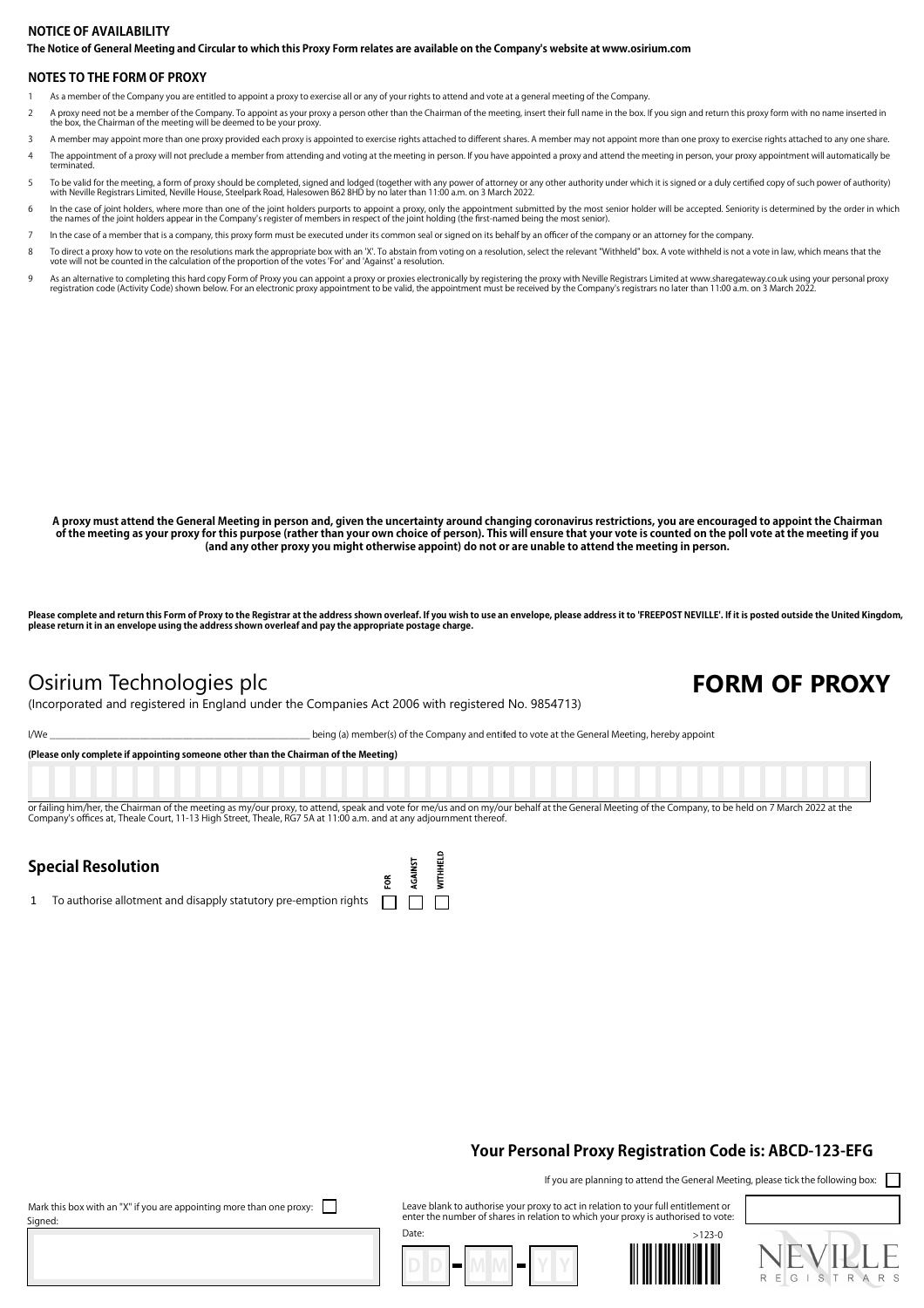## NOTICE OF AVAILABILITY

**The Notice of General Meeting and Circular to which this Proxy Form relates are available on the Company's website at www.osirium.com**

## NOTES TO THE FORM OF PROXY

1. As a member of the Company you are entitled to appoint a proxy to exercise all or any of your rights to attend and vote at a general meeting of the Company.
2. A proxy need not be a member of the Company. To appoint as your proxy a person other than the Chairman of the meeting, insert their full name in the box. If you sign and return this proxy form with no name inserted in the box, the Chairman of the meeting will be deemed to be your proxy.
3. A member may appoint more than one proxy provided each proxy is appointed to exercise rights attached to different shares. A member may not appoint more than one proxy to exercise rights attached to any one share.
4. The appointment of a proxy will not preclude a member from attending and voting at the meeting in person. If you have appointed a proxy and attend the meeting in person, your proxy appointment will automatically be terminated.
5. To be valid for the meeting, a form of proxy should be completed, signed and lodged (together with any power of attorney or any other authority under which it is signed or a duly certified copy of such power of authority) with Neville Registrars Limited, Neville House, Steelpark Road, Halesowen B62 8HD by no later than 11:00 a.m. on 3 March 2022.
6. In the case of joint holders, where more than one of the joint holders purports to appoint a proxy, only the appointment submitted by the most senior holder will be accepted. Seniority is determined by the order in which the names of the joint holders appear in the Company's register of members in respect of the joint holding (the first-named being the most senior).
7. In the case of a member that is a company, this proxy form must be executed under its common seal or signed on its behalf by an officer of the company or an attorney for the company.
8. To direct a proxy how to vote on the resolutions mark the appropriate box with an 'X'. To abstain from voting on a resolution, select the relevant "Withheld" box. A vote withheld is not a vote in law, which means that the vote will not be counted in the calculation of the proportion of the votes 'For' and 'Against' a resolution.
9. As an alternative to completing this hard copy Form of Proxy you can appoint a proxy or proxies electronically by registering the proxy with Neville Registrars Limited at www.sharegateway.co.uk using your personal proxy registration code (Activity Code) shown below. For an electronic proxy appointment to be valid, the appointment must be received by the Company's registrars no later than 11:00 a.m. on 3 March 2022.

**A proxy must attend the General Meeting in person and, given the uncertainty around changing coronavirus restrictions, you are encouraged to appoint the Chairman of the meeting as your proxy for this purpose (rather than your own choice of person). This will ensure that your vote is counted on the poll vote at the meeting if you (and any other proxy you might otherwise appoint) do not or are unable to attend the meeting in person.**

**Please complete and return this Form of Proxy to the Registrar at the address shown overleaf. If you wish to use an envelope, please address it to 'FREEPOST NEVILLE'. If it is posted outside the United Kingdom, please return it in an envelope using the address shown overleaf and pay the appropriate postage charge.**

# Osirium Technologies plc

# FORM OF PROXY

(Incorporated and registered in England under the Companies Act 2006 with registered No. 9854713)

I/We ______________________________ being (a) member(s) of the Company and entitled to vote at the General Meeting, hereby appoint

**(Please only complete if appointing someone other than the Chairman of the Meeting)**

or failing him/her, the Chairman of the meeting as my/our proxy, to attend, speak and vote for me/us and on my/our behalf at the General Meeting of the Company, to be held on 7 March 2022 at the Company's offices at, Theale Court, 11-13 High Street, Theale, RG7 5A at 11:00 a.m. and at any adjournment thereof.

## Special Resolution

| | | FOR | AGAINST | WITHHELD |
|---|---|---|---|---|
| 1 | To authorise allotment and disapply statutory pre-emption rights | ☐ | ☐ | ☐ |

### Your Personal Proxy Registration Code is: ABCD-123-EFG

If you are planning to attend the General Meeting, please tick the following box: ☐

Mark this box with an "X" if you are appointing more than one proxy: ☐

Signed:

Leave blank to authorise your proxy to act in relation to your full entitlement or enter the number of shares in relation to which your proxy is authorised to vote:

Date: DD - MM - YY

>123-0

NEVILLE REGISTRARS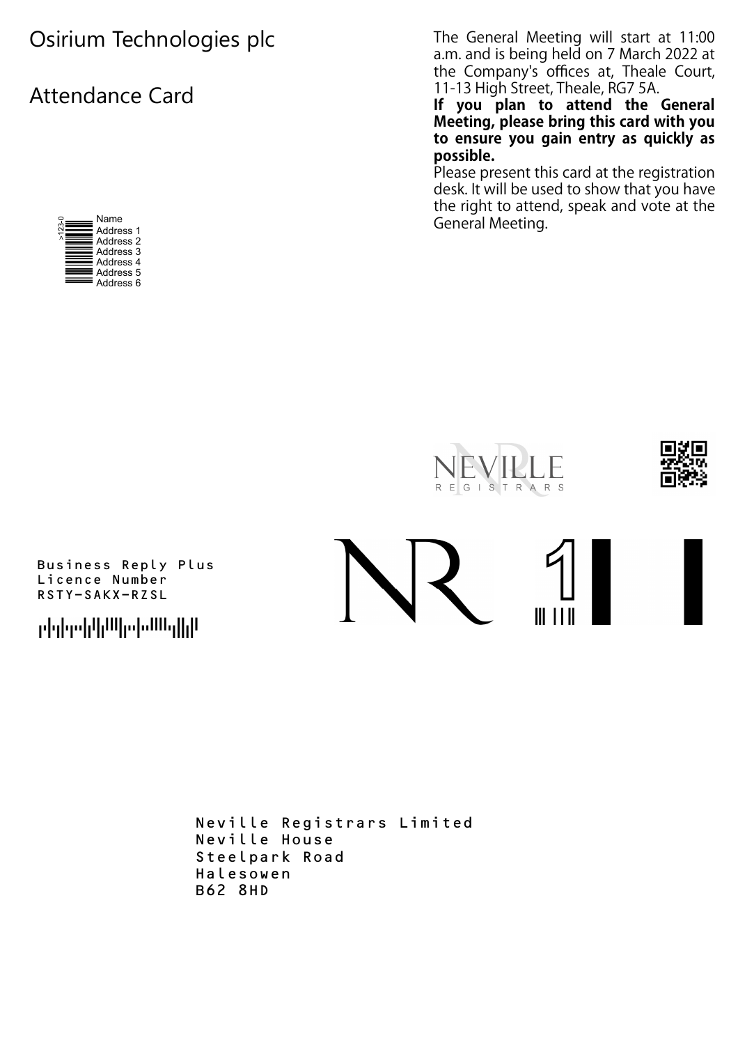# Osirium Technologies plc

## Attendance Card

>123-0

Name
Address 1
Address 2
Address 3
Address 4
Address 5
Address 6

The General Meeting will start at 11:00 a.m. and is being held on 7 March 2022 at the Company's offices at, Theale Court, 11-13 High Street, Theale, RG7 5A.

**If you plan to attend the General Meeting, please bring this card with you to ensure you gain entry as quickly as possible.**

Please present this card at the registration desk. It will be used to show that you have the right to attend, speak and vote at the General Meeting.

NEVILLE
REGISTRARS

Business Reply Plus
Licence Number
RSTY-SAKX-RZSL

NR 1

Neville Registrars Limited
Neville House
Steelpark Road
Halesowen
B62 8HD